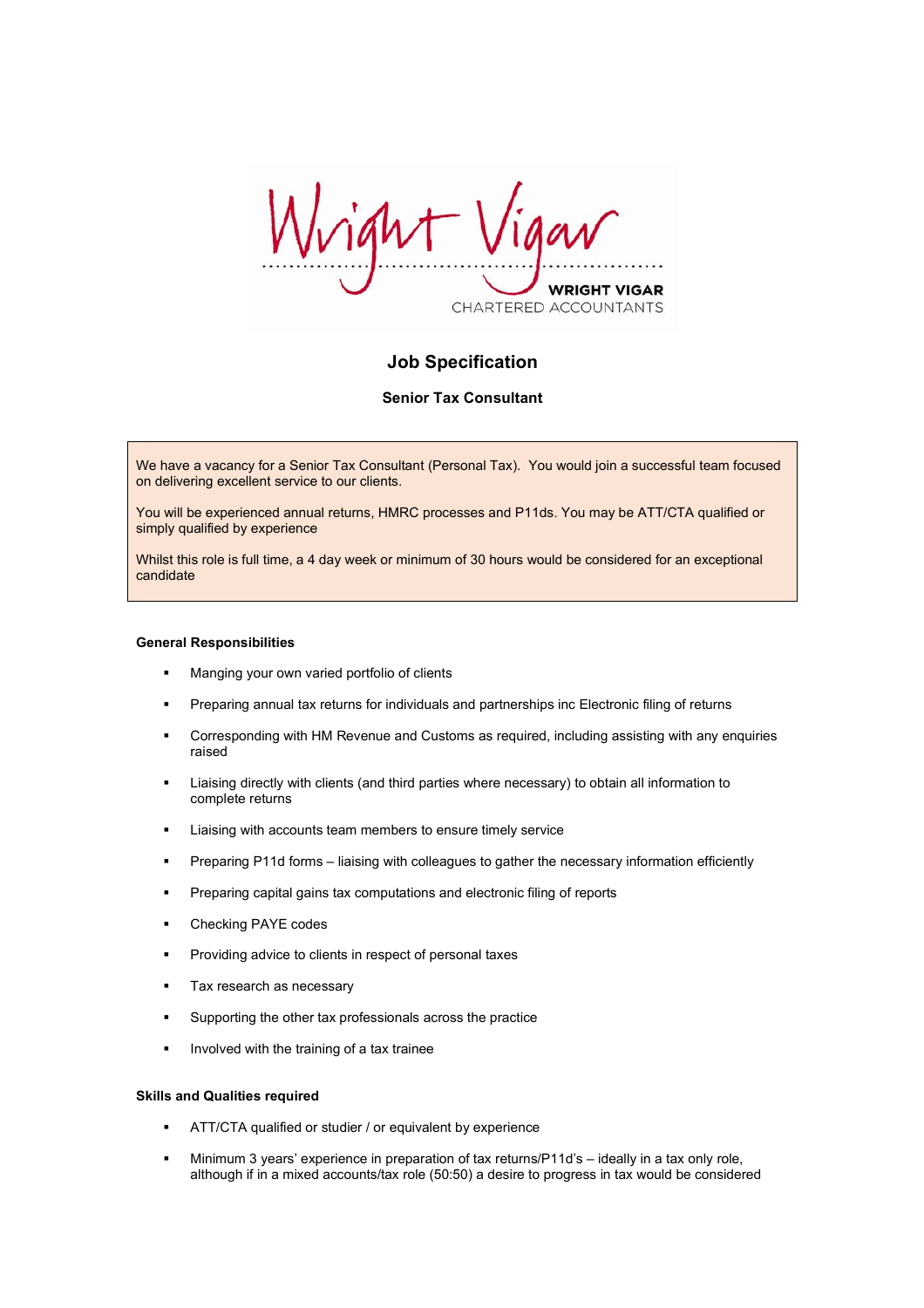WRIGHT VIGAR
CHARTERED ACCOUNTANTS

# Job Specification

## Senior Tax Consultant

We have a vacancy for a Senior Tax Consultant (Personal Tax). You would join a successful team focused on delivering excellent service to our clients.

You will be experienced annual returns, HMRC processes and P11ds. You may be ATT/CTA qualified or simply qualified by experience

Whilst this role is full time, a 4 day week or minimum of 30 hours would be considered for an exceptional candidate

### General Responsibilities

- Manging your own varied portfolio of clients
- Preparing annual tax returns for individuals and partnerships inc Electronic filing of returns
- Corresponding with HM Revenue and Customs as required, including assisting with any enquiries raised
- Liaising directly with clients (and third parties where necessary) to obtain all information to complete returns
- Liaising with accounts team members to ensure timely service
- Preparing P11d forms – liaising with colleagues to gather the necessary information efficiently
- Preparing capital gains tax computations and electronic filing of reports
- Checking PAYE codes
- Providing advice to clients in respect of personal taxes
- Tax research as necessary
- Supporting the other tax professionals across the practice
- Involved with the training of a tax trainee

### Skills and Qualities required

- ATT/CTA qualified or studier / or equivalent by experience
- Minimum 3 years' experience in preparation of tax returns/P11d's – ideally in a tax only role, although if in a mixed accounts/tax role (50:50) a desire to progress in tax would be considered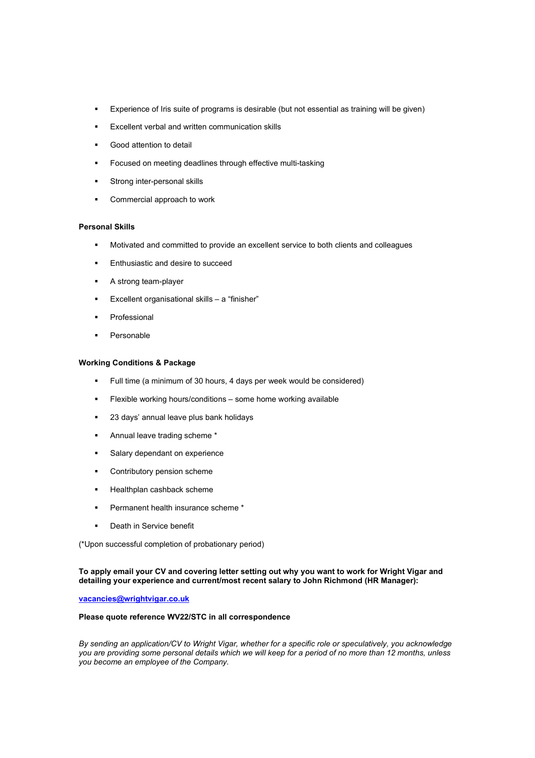- Experience of Iris suite of programs is desirable (but not essential as training will be given)
- Excellent verbal and written communication skills
- Good attention to detail
- Focused on meeting deadlines through effective multi-tasking
- Strong inter-personal skills
- Commercial approach to work

**Personal Skills**

- Motivated and committed to provide an excellent service to both clients and colleagues
- Enthusiastic and desire to succeed
- A strong team-player
- Excellent organisational skills – a "finisher"
- Professional
- Personable

**Working Conditions & Package**

- Full time (a minimum of 30 hours, 4 days per week would be considered)
- Flexible working hours/conditions – some home working available
- 23 days' annual leave plus bank holidays
- Annual leave trading scheme *
- Salary dependant on experience
- Contributory pension scheme
- Healthplan cashback scheme
- Permanent health insurance scheme *
- Death in Service benefit

(*Upon successful completion of probationary period)

**To apply email your CV and covering letter setting out why you want to work for Wright Vigar and detailing your experience and current/most recent salary to John Richmond (HR Manager):**

**vacancies@wrightvigar.co.uk**

**Please quote reference WV22/STC in all correspondence**

*By sending an application/CV to Wright Vigar, whether for a specific role or speculatively, you acknowledge you are providing some personal details which we will keep for a period of no more than 12 months, unless you become an employee of the Company.*